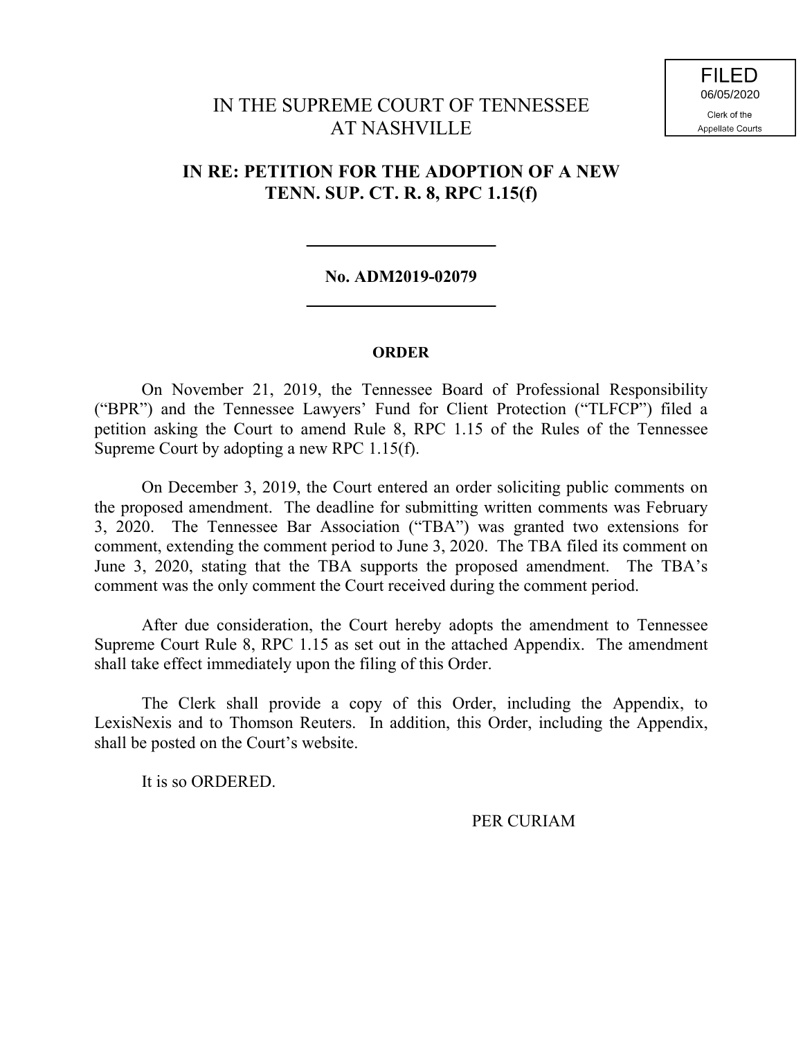FILED
06/05/2020
Clerk of the
Appellate Courts

IN THE SUPREME COURT OF TENNESSEE
AT NASHVILLE

**IN RE: PETITION FOR THE ADOPTION OF A NEW TENN. SUP. CT. R. 8, RPC 1.15(f)**

---

**No. ADM2019-02079**

---

**ORDER**

On November 21, 2019, the Tennessee Board of Professional Responsibility ("BPR") and the Tennessee Lawyers' Fund for Client Protection ("TLFCP") filed a petition asking the Court to amend Rule 8, RPC 1.15 of the Rules of the Tennessee Supreme Court by adopting a new RPC 1.15(f).

On December 3, 2019, the Court entered an order soliciting public comments on the proposed amendment. The deadline for submitting written comments was February 3, 2020. The Tennessee Bar Association ("TBA") was granted two extensions for comment, extending the comment period to June 3, 2020. The TBA filed its comment on June 3, 2020, stating that the TBA supports the proposed amendment. The TBA's comment was the only comment the Court received during the comment period.

After due consideration, the Court hereby adopts the amendment to Tennessee Supreme Court Rule 8, RPC 1.15 as set out in the attached Appendix. The amendment shall take effect immediately upon the filing of this Order.

The Clerk shall provide a copy of this Order, including the Appendix, to LexisNexis and to Thomson Reuters. In addition, this Order, including the Appendix, shall be posted on the Court's website.

It is so ORDERED.

PER CURIAM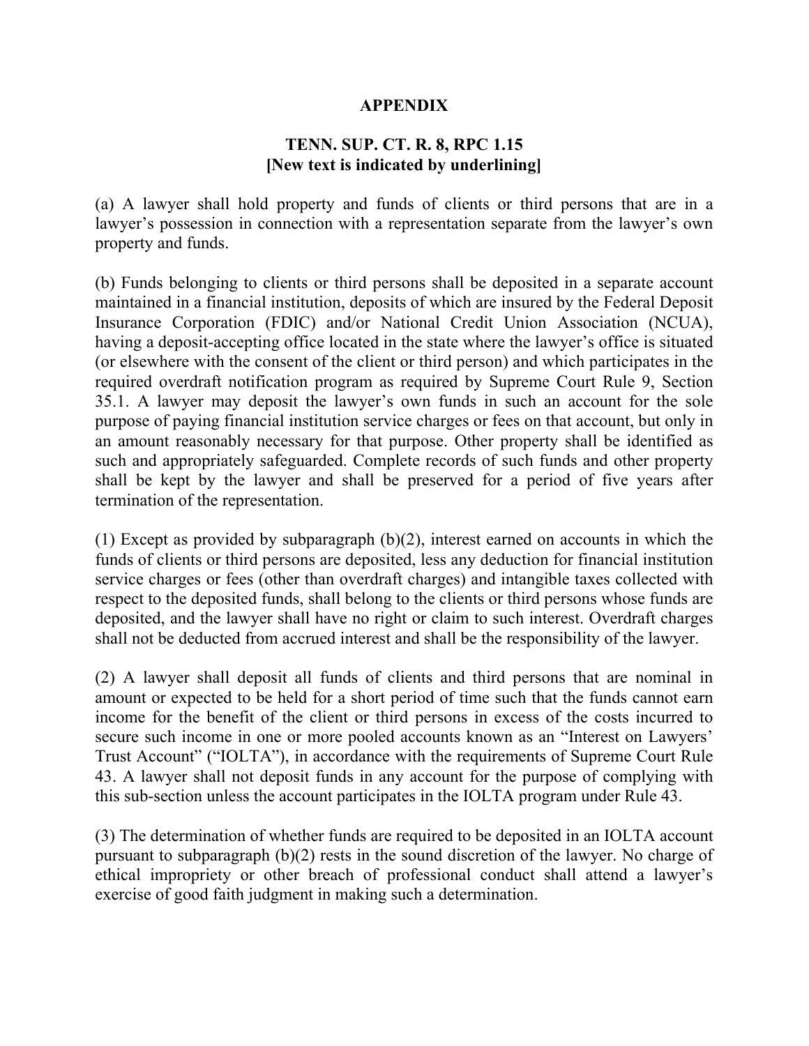**APPENDIX**

**TENN. SUP. CT. R. 8, RPC 1.15**
**[New text is indicated by underlining]**

(a) A lawyer shall hold property and funds of clients or third persons that are in a lawyer's possession in connection with a representation separate from the lawyer's own property and funds.

(b) Funds belonging to clients or third persons shall be deposited in a separate account maintained in a financial institution, deposits of which are insured by the Federal Deposit Insurance Corporation (FDIC) and/or National Credit Union Association (NCUA), having a deposit-accepting office located in the state where the lawyer's office is situated (or elsewhere with the consent of the client or third person) and which participates in the required overdraft notification program as required by Supreme Court Rule 9, Section 35.1. A lawyer may deposit the lawyer's own funds in such an account for the sole purpose of paying financial institution service charges or fees on that account, but only in an amount reasonably necessary for that purpose. Other property shall be identified as such and appropriately safeguarded. Complete records of such funds and other property shall be kept by the lawyer and shall be preserved for a period of five years after termination of the representation.

(1) Except as provided by subparagraph (b)(2), interest earned on accounts in which the funds of clients or third persons are deposited, less any deduction for financial institution service charges or fees (other than overdraft charges) and intangible taxes collected with respect to the deposited funds, shall belong to the clients or third persons whose funds are deposited, and the lawyer shall have no right or claim to such interest. Overdraft charges shall not be deducted from accrued interest and shall be the responsibility of the lawyer.

(2) A lawyer shall deposit all funds of clients and third persons that are nominal in amount or expected to be held for a short period of time such that the funds cannot earn income for the benefit of the client or third persons in excess of the costs incurred to secure such income in one or more pooled accounts known as an "Interest on Lawyers' Trust Account" ("IOLTA"), in accordance with the requirements of Supreme Court Rule 43. A lawyer shall not deposit funds in any account for the purpose of complying with this sub-section unless the account participates in the IOLTA program under Rule 43.

(3) The determination of whether funds are required to be deposited in an IOLTA account pursuant to subparagraph (b)(2) rests in the sound discretion of the lawyer. No charge of ethical impropriety or other breach of professional conduct shall attend a lawyer's exercise of good faith judgment in making such a determination.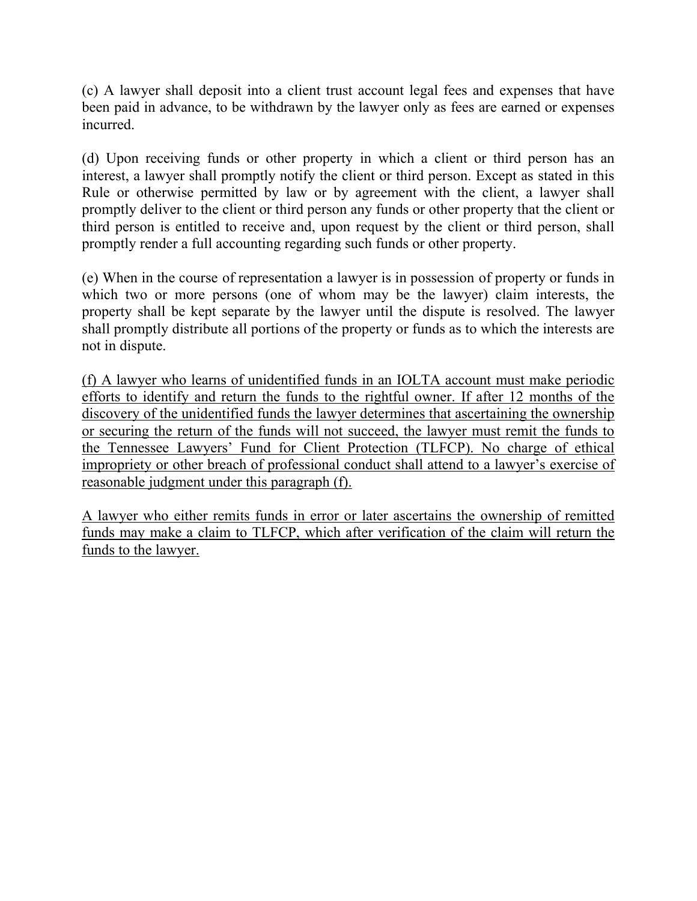(c) A lawyer shall deposit into a client trust account legal fees and expenses that have been paid in advance, to be withdrawn by the lawyer only as fees are earned or expenses incurred.

(d) Upon receiving funds or other property in which a client or third person has an interest, a lawyer shall promptly notify the client or third person. Except as stated in this Rule or otherwise permitted by law or by agreement with the client, a lawyer shall promptly deliver to the client or third person any funds or other property that the client or third person is entitled to receive and, upon request by the client or third person, shall promptly render a full accounting regarding such funds or other property.

(e) When in the course of representation a lawyer is in possession of property or funds in which two or more persons (one of whom may be the lawyer) claim interests, the property shall be kept separate by the lawyer until the dispute is resolved. The lawyer shall promptly distribute all portions of the property or funds as to which the interests are not in dispute.

<u>(f) A lawyer who learns of unidentified funds in an IOLTA account must make periodic efforts to identify and return the funds to the rightful owner. If after 12 months of the discovery of the unidentified funds the lawyer determines that ascertaining the ownership or securing the return of the funds will not succeed, the lawyer must remit the funds to the Tennessee Lawyers' Fund for Client Protection (TLFCP). No charge of ethical impropriety or other breach of professional conduct shall attend to a lawyer's exercise of reasonable judgment under this paragraph (f).</u>

<u>A lawyer who either remits funds in error or later ascertains the ownership of remitted funds may make a claim to TLFCP, which after verification of the claim will return the funds to the lawyer.</u>